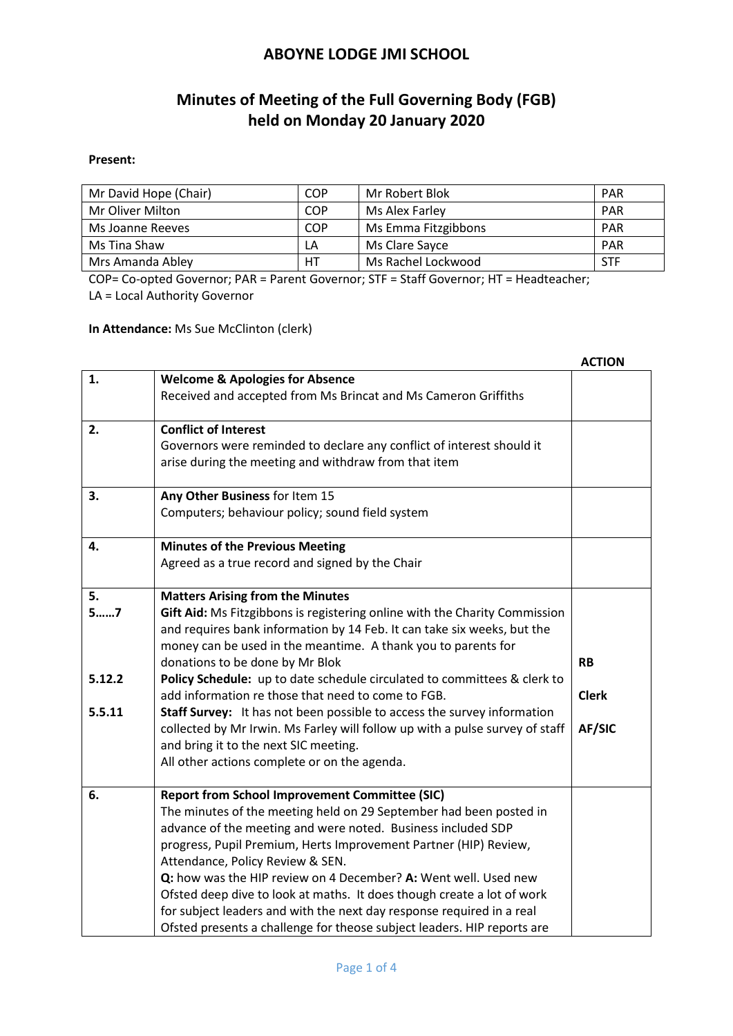# ABOYNE LODGE JMI SCHOOL

## Minutes of Meeting of the Full Governing Body (FGB) held on Monday 20 January 2020

**Present:**

| | | | |
|---|---|---|---|
| Mr David Hope (Chair) | COP | Mr Robert Blok | PAR |
| Mr Oliver Milton | COP | Ms Alex Farley | PAR |
| Ms Joanne Reeves | COP | Ms Emma Fitzgibbons | PAR |
| Ms Tina Shaw | LA | Ms Clare Sayce | PAR |
| Mrs Amanda Abley | HT | Ms Rachel Lockwood | STF |

COP= Co-opted Governor; PAR = Parent Governor; STF = Staff Governor; HT = Headteacher; LA = Local Authority Governor

**In Attendance:** Ms Sue McClinton (clerk)

| | | **ACTION** |
|---|---|---|
| **1.** | **Welcome & Apologies for Absence**<br>Received and accepted from Ms Brincat and Ms Cameron Griffiths | |
| **2.** | **Conflict of Interest**<br>Governors were reminded to declare any conflict of interest should it arise during the meeting and withdraw from that item | |
| **3.** | **Any Other Business** for Item 15<br>Computers; behaviour policy; sound field system | |
| **4.** | **Minutes of the Previous Meeting**<br>Agreed as a true record and signed by the Chair | |
| **5.**<br>**5……7** | **Matters Arising from the Minutes**<br>**Gift Aid:** Ms Fitzgibbons is registering online with the Charity Commission and requires bank information by 14 Feb. It can take six weeks, but the money can be used in the meantime. A thank you to parents for donations to be done by Mr Blok | **RB** |
| **5.12.2** | **Policy Schedule:** up to date schedule circulated to committees & clerk to add information re those that need to come to FGB. | **Clerk** |
| **5.5.11** | **Staff Survey:** It has not been possible to access the survey information collected by Mr Irwin. Ms Farley will follow up with a pulse survey of staff and bring it to the next SIC meeting.<br>All other actions complete or on the agenda. | **AF/SIC** |
| **6.** | **Report from School Improvement Committee (SIC)**<br>The minutes of the meeting held on 29 September had been posted in advance of the meeting and were noted. Business included SDP progress, Pupil Premium, Herts Improvement Partner (HIP) Review, Attendance, Policy Review & SEN.<br>**Q:** how was the HIP review on 4 December? **A:** Went well. Used new Ofsted deep dive to look at maths. It does though create a lot of work for subject leaders and with the next day response required in a real Ofsted presents a challenge for theose subject leaders. HIP reports are | |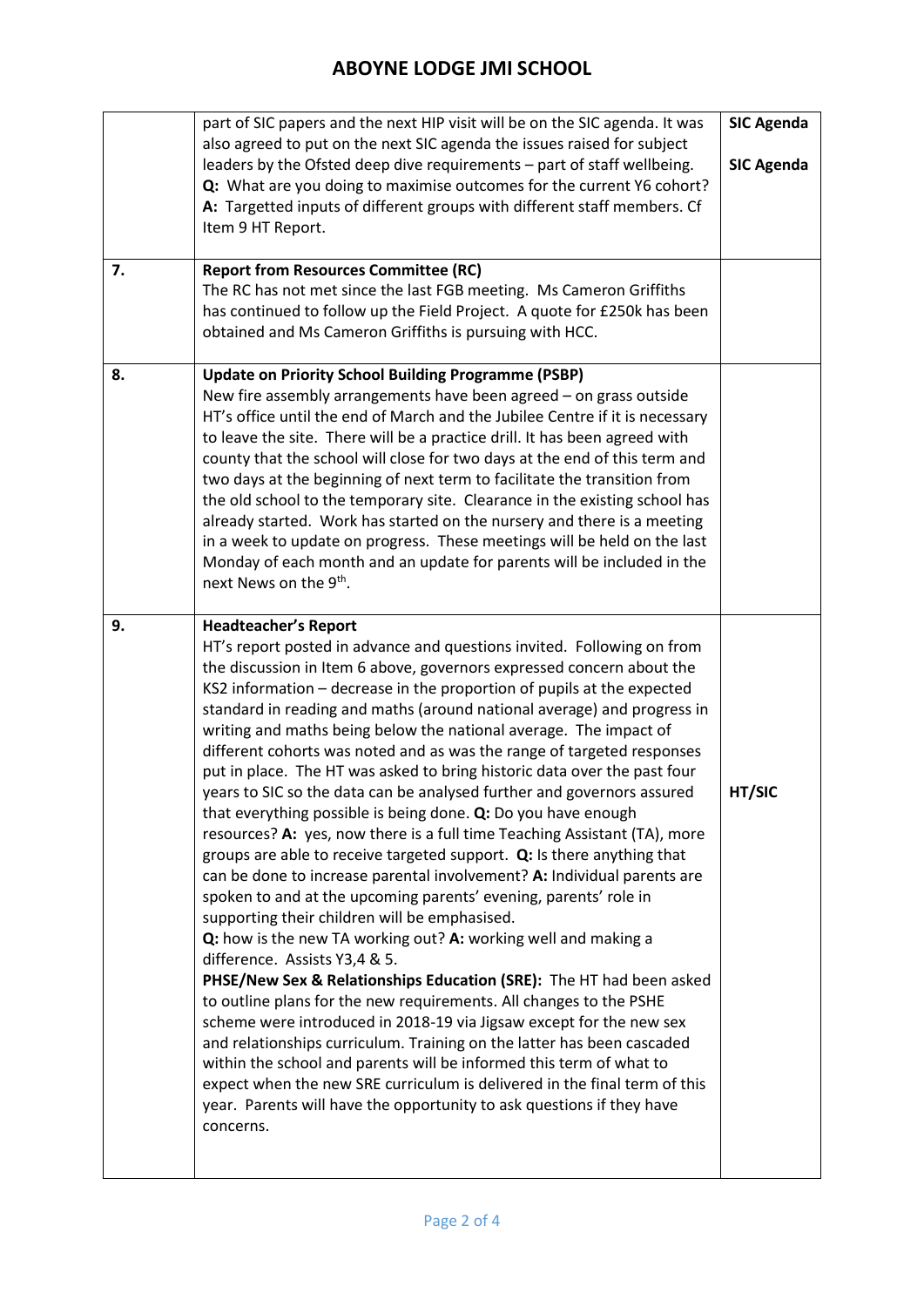# ABOYNE LODGE JMI SCHOOL

| | | |
|---|---|---|
| | part of SIC papers and the next HIP visit will be on the SIC agenda. It was also agreed to put on the next SIC agenda the issues raised for subject leaders by the Ofsted deep dive requirements – part of staff wellbeing. **Q:** What are you doing to maximise outcomes for the current Y6 cohort? **A:** Targetted inputs of different groups with different staff members. Cf Item 9 HT Report. | **SIC Agenda** **SIC Agenda** |
| **7.** | **Report from Resources Committee (RC)** The RC has not met since the last FGB meeting. Ms Cameron Griffiths has continued to follow up the Field Project. A quote for £250k has been obtained and Ms Cameron Griffiths is pursuing with HCC. | |
| **8.** | **Update on Priority School Building Programme (PSBP)** New fire assembly arrangements have been agreed – on grass outside HT's office until the end of March and the Jubilee Centre if it is necessary to leave the site. There will be a practice drill. It has been agreed with county that the school will close for two days at the end of this term and two days at the beginning of next term to facilitate the transition from the old school to the temporary site. Clearance in the existing school has already started. Work has started on the nursery and there is a meeting in a week to update on progress. These meetings will be held on the last Monday of each month and an update for parents will be included in the next News on the 9th. | |
| **9.** | **Headteacher's Report** HT's report posted in advance and questions invited. Following on from the discussion in Item 6 above, governors expressed concern about the KS2 information – decrease in the proportion of pupils at the expected standard in reading and maths (around national average) and progress in writing and maths being below the national average. The impact of different cohorts was noted and as was the range of targeted responses put in place. The HT was asked to bring historic data over the past four years to SIC so the data can be analysed further and governors assured that everything possible is being done. **Q:** Do you have enough resources? **A:** yes, now there is a full time Teaching Assistant (TA), more groups are able to receive targeted support. **Q:** Is there anything that can be done to increase parental involvement? **A:** Individual parents are spoken to and at the upcoming parents' evening, parents' role in supporting their children will be emphasised. **Q:** how is the new TA working out? **A:** working well and making a difference. Assists Y3,4 & 5. **PHSE/New Sex & Relationships Education (SRE):** The HT had been asked to outline plans for the new requirements. All changes to the PSHE scheme were introduced in 2018-19 via Jigsaw except for the new sex and relationships curriculum. Training on the latter has been cascaded within the school and parents will be informed this term of what to expect when the new SRE curriculum is delivered in the final term of this year. Parents will have the opportunity to ask questions if they have concerns. | **HT/SIC** |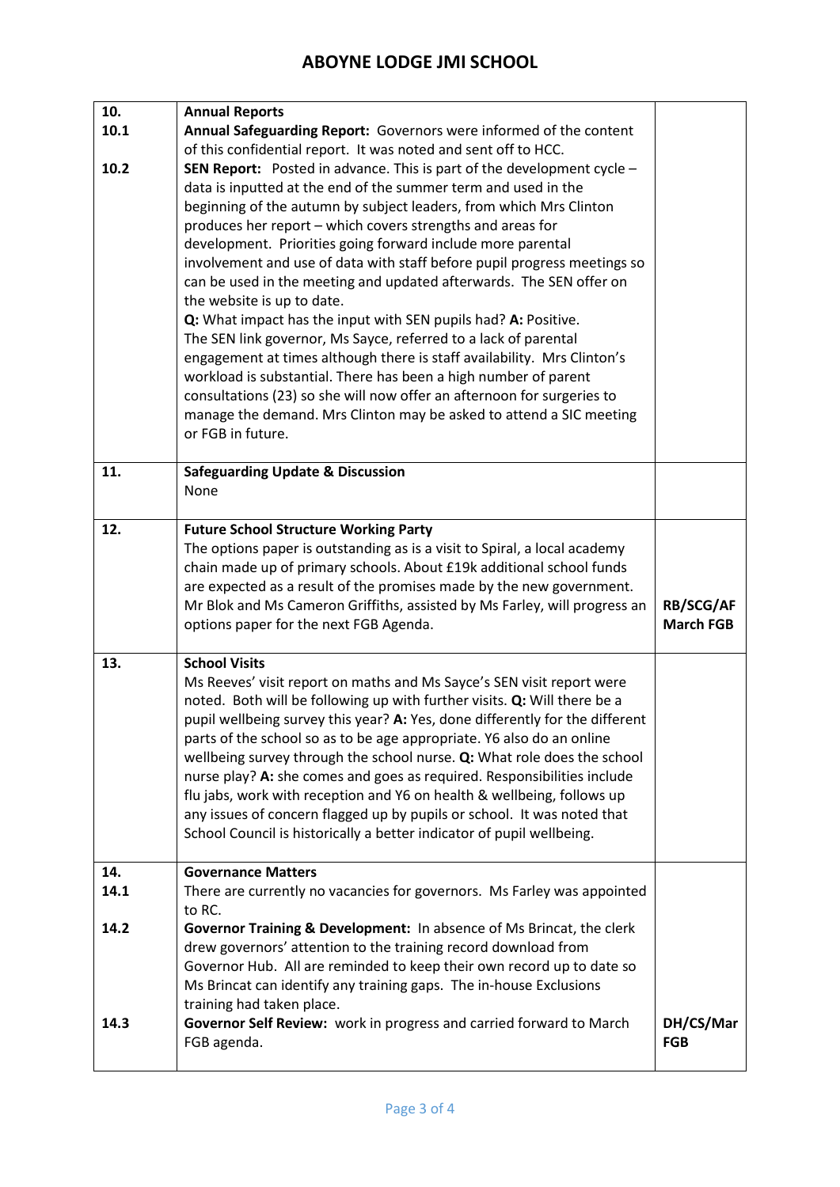| | | |
|---|---|---|
| **10.**<br>**10.1**<br><br>**10.2** | **Annual Reports**<br>**Annual Safeguarding Report:** Governors were informed of the content of this confidential report. It was noted and sent off to HCC.<br>**SEN Report:** Posted in advance. This is part of the development cycle – data is inputted at the end of the summer term and used in the beginning of the autumn by subject leaders, from which Mrs Clinton produces her report – which covers strengths and areas for development. Priorities going forward include more parental involvement and use of data with staff before pupil progress meetings so can be used in the meeting and updated afterwards. The SEN offer on the website is up to date.<br>**Q:** What impact has the input with SEN pupils had? **A:** Positive.<br>The SEN link governor, Ms Sayce, referred to a lack of parental engagement at times although there is staff availability. Mrs Clinton's workload is substantial. There has been a high number of parent consultations (23) so she will now offer an afternoon for surgeries to manage the demand. Mrs Clinton may be asked to attend a SIC meeting or FGB in future. | |
| **11.** | **Safeguarding Update & Discussion**<br>None | |
| **12.** | **Future School Structure Working Party**<br>The options paper is outstanding as is a visit to Spiral, a local academy chain made up of primary schools. About £19k additional school funds are expected as a result of the promises made by the new government. Mr Blok and Ms Cameron Griffiths, assisted by Ms Farley, will progress an options paper for the next FGB Agenda. | **RB/SCG/AF March FGB** |
| **13.** | **School Visits**<br>Ms Reeves' visit report on maths and Ms Sayce's SEN visit report were noted. Both will be following up with further visits. **Q:** Will there be a pupil wellbeing survey this year? **A:** Yes, done differently for the different parts of the school so as to be age appropriate. Y6 also do an online wellbeing survey through the school nurse. **Q:** What role does the school nurse play? **A:** she comes and goes as required. Responsibilities include flu jabs, work with reception and Y6 on health & wellbeing, follows up any issues of concern flagged up by pupils or school. It was noted that School Council is historically a better indicator of pupil wellbeing. | |
| **14.**<br>**14.1**<br><br>**14.2**<br><br><br><br><br>**14.3** | **Governance Matters**<br>There are currently no vacancies for governors. Ms Farley was appointed to RC.<br>**Governor Training & Development:** In absence of Ms Brincat, the clerk drew governors' attention to the training record download from Governor Hub. All are reminded to keep their own record up to date so Ms Brincat can identify any training gaps. The in-house Exclusions training had taken place.<br>**Governor Self Review:** work in progress and carried forward to March FGB agenda. | **DH/CS/Mar FGB** |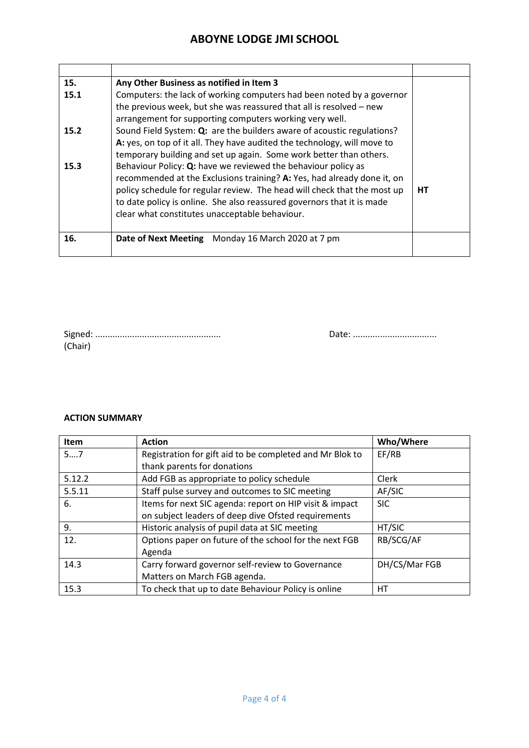| | | |
|---|---|---|
| **15.** | **Any Other Business as notified in Item 3** | |
| **15.1** | Computers: the lack of working computers had been noted by a governor the previous week, but she was reassured that all is resolved – new arrangement for supporting computers working very well. | |
| **15.2** | Sound Field System: **Q:** are the builders aware of acoustic regulations? **A:** yes, on top of it all. They have audited the technology, will move to temporary building and set up again. Some work better than others. | |
| **15.3** | Behaviour Policy: **Q:** have we reviewed the behaviour policy as recommended at the Exclusions training? **A:** Yes, had already done it, on policy schedule for regular review. The head will check that the most up to date policy is online. She also reassured governors that it is made clear what constitutes unacceptable behaviour. | **HT** |
| **16.** | **Date of Next Meeting** Monday 16 March 2020 at 7 pm | |

Signed: .................................................. (Chair)

Date: .................................

**ACTION SUMMARY**

| Item | Action | Who/Where |
|---|---|---|
| 5….7 | Registration for gift aid to be completed and Mr Blok to thank parents for donations | EF/RB |
| 5.12.2 | Add FGB as appropriate to policy schedule | Clerk |
| 5.5.11 | Staff pulse survey and outcomes to SIC meeting | AF/SIC |
| 6. | Items for next SIC agenda: report on HIP visit & impact on subject leaders of deep dive Ofsted requirements | SIC |
| 9. | Historic analysis of pupil data at SIC meeting | HT/SIC |
| 12. | Options paper on future of the school for the next FGB Agenda | RB/SCG/AF |
| 14.3 | Carry forward governor self-review to Governance Matters on March FGB agenda. | DH/CS/Mar FGB |
| 15.3 | To check that up to date Behaviour Policy is online | HT |